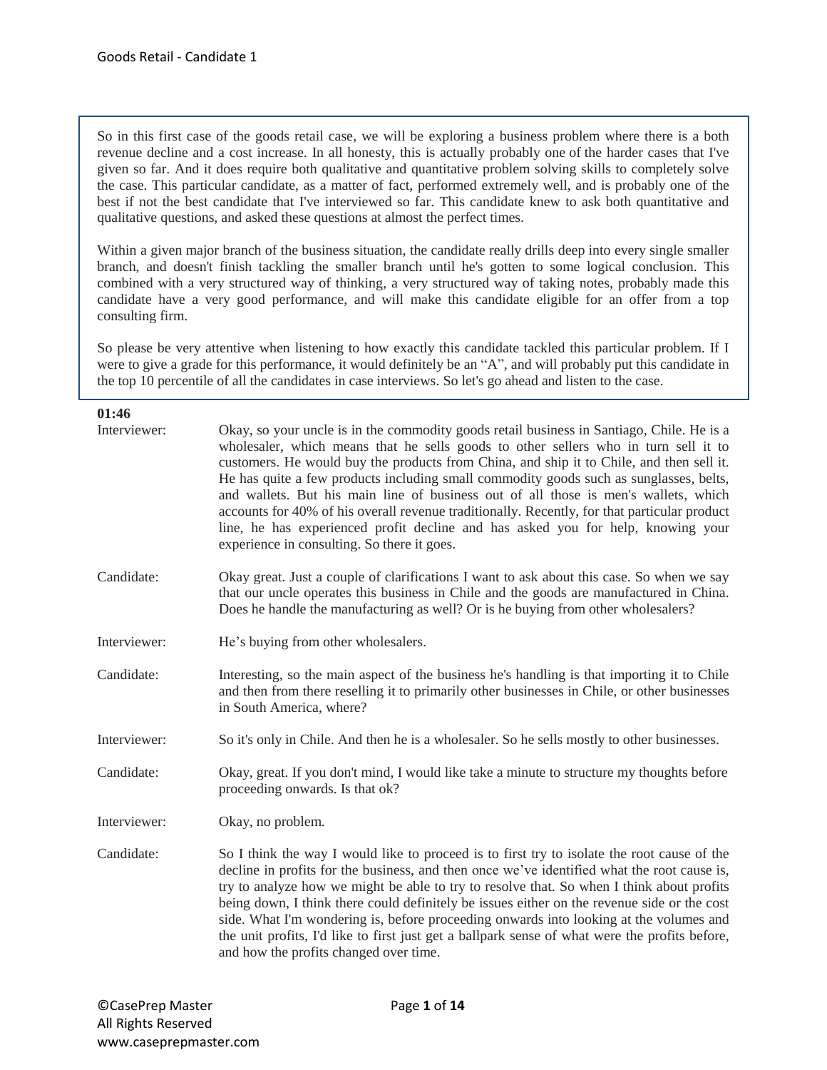Goods Retail - Candidate 1

So in this first case of the goods retail case, we will be exploring a business problem where there is a both revenue decline and a cost increase. In all honesty, this is actually probably one of the harder cases that I've given so far. And it does require both qualitative and quantitative problem solving skills to completely solve the case. This particular candidate, as a matter of fact, performed extremely well, and is probably one of the best if not the best candidate that I've interviewed so far. This candidate knew to ask both quantitative and qualitative questions, and asked these questions at almost the perfect times.

Within a given major branch of the business situation, the candidate really drills deep into every single smaller branch, and doesn't finish tackling the smaller branch until he's gotten to some logical conclusion. This combined with a very structured way of thinking, a very structured way of taking notes, probably made this candidate have a very good performance, and will make this candidate eligible for an offer from a top consulting firm.

So please be very attentive when listening to how exactly this candidate tackled this particular problem. If I were to give a grade for this performance, it would definitely be an "A", and will probably put this candidate in the top 10 percentile of all the candidates in case interviews. So let's go ahead and listen to the case.

**01:46**

**Interviewer:** Okay, so your uncle is in the commodity goods retail business in Santiago, Chile. He is a wholesaler, which means that he sells goods to other sellers who in turn sell it to customers. He would buy the products from China, and ship it to Chile, and then sell it. He has quite a few products including small commodity goods such as sunglasses, belts, and wallets. But his main line of business out of all those is men's wallets, which accounts for 40% of his overall revenue traditionally. Recently, for that particular product line, he has experienced profit decline and has asked you for help, knowing your experience in consulting. So there it goes.

**Candidate:** Okay great. Just a couple of clarifications I want to ask about this case. So when we say that our uncle operates this business in Chile and the goods are manufactured in China. Does he handle the manufacturing as well? Or is he buying from other wholesalers?

**Interviewer:** He's buying from other wholesalers.

**Candidate:** Interesting, so the main aspect of the business he's handling is that importing it to Chile and then from there reselling it to primarily other businesses in Chile, or other businesses in South America, where?

**Interviewer:** So it's only in Chile. And then he is a wholesaler. So he sells mostly to other businesses.

**Candidate:** Okay, great. If you don't mind, I would like take a minute to structure my thoughts before proceeding onwards. Is that ok?

**Interviewer:** Okay, no problem.

**Candidate:** So I think the way I would like to proceed is to first try to isolate the root cause of the decline in profits for the business, and then once we've identified what the root cause is, try to analyze how we might be able to try to resolve that. So when I think about profits being down, I think there could definitely be issues either on the revenue side or the cost side. What I'm wondering is, before proceeding onwards into looking at the volumes and the unit profits, I'd like to first just get a ballpark sense of what were the profits before, and how the profits changed over time.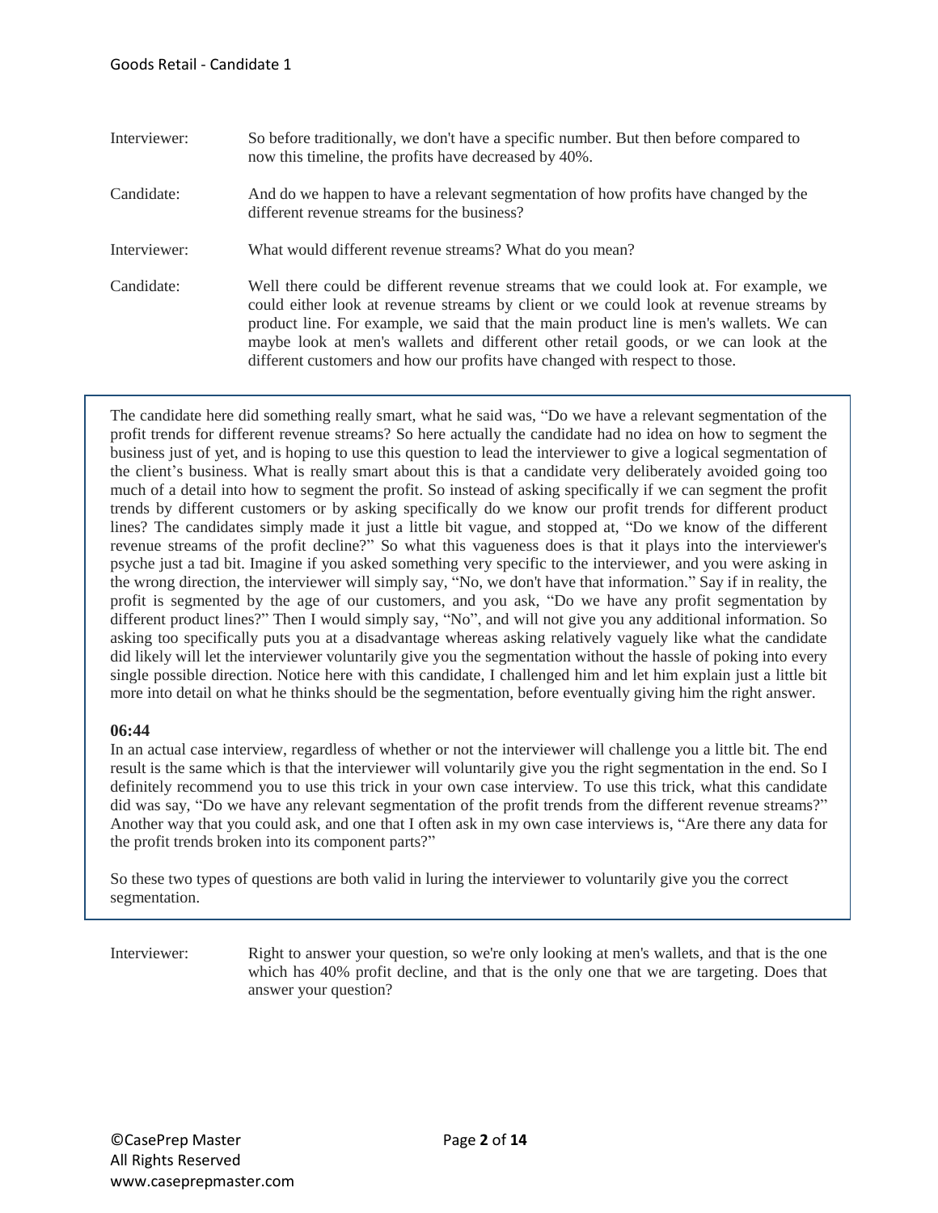Interviewer: So before traditionally, we don't have a specific number. But then before compared to now this timeline, the profits have decreased by 40%.

Candidate: And do we happen to have a relevant segmentation of how profits have changed by the different revenue streams for the business?

Interviewer: What would different revenue streams? What do you mean?

Candidate: Well there could be different revenue streams that we could look at. For example, we could either look at revenue streams by client or we could look at revenue streams by product line. For example, we said that the main product line is men's wallets. We can maybe look at men's wallets and different other retail goods, or we can look at the different customers and how our profits have changed with respect to those.

> The candidate here did something really smart, what he said was, "Do we have a relevant segmentation of the profit trends for different revenue streams? So here actually the candidate had no idea on how to segment the business just of yet, and is hoping to use this question to lead the interviewer to give a logical segmentation of the client's business. What is really smart about this is that a candidate very deliberately avoided going too much of a detail into how to segment the profit. So instead of asking specifically if we can segment the profit trends by different customers or by asking specifically do we know our profit trends for different product lines? The candidates simply made it just a little bit vague, and stopped at, "Do we know of the different revenue streams of the profit decline?" So what this vagueness does is that it plays into the interviewer's psyche just a tad bit. Imagine if you asked something very specific to the interviewer, and you were asking in the wrong direction, the interviewer will simply say, "No, we don't have that information." Say if in reality, the profit is segmented by the age of our customers, and you ask, "Do we have any profit segmentation by different product lines?" Then I would simply say, "No", and will not give you any additional information. So asking too specifically puts you at a disadvantage whereas asking relatively vaguely like what the candidate did likely will let the interviewer voluntarily give you the segmentation without the hassle of poking into every single possible direction. Notice here with this candidate, I challenged him and let him explain just a little bit more into detail on what he thinks should be the segmentation, before eventually giving him the right answer.
>
> **06:44**
>
> In an actual case interview, regardless of whether or not the interviewer will challenge you a little bit. The end result is the same which is that the interviewer will voluntarily give you the right segmentation in the end. So I definitely recommend you to use this trick in your own case interview. To use this trick, what this candidate did was say, "Do we have any relevant segmentation of the profit trends from the different revenue streams?" Another way that you could ask, and one that I often ask in my own case interviews is, "Are there any data for the profit trends broken into its component parts?"
>
> So these two types of questions are both valid in luring the interviewer to voluntarily give you the correct segmentation.

Interviewer: Right to answer your question, so we're only looking at men's wallets, and that is the one which has 40% profit decline, and that is the only one that we are targeting. Does that answer your question?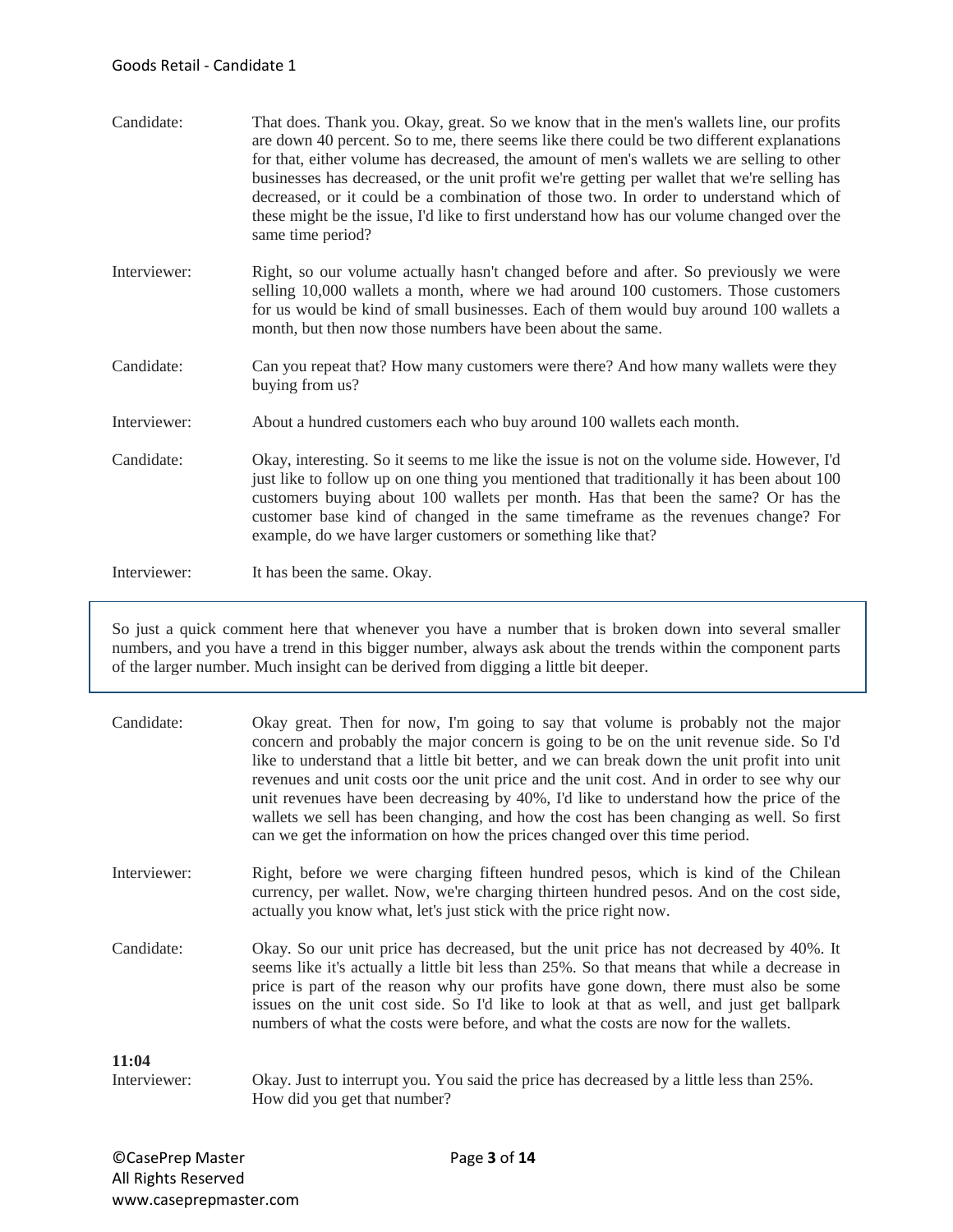**Candidate:** That does. Thank you. Okay, great. So we know that in the men's wallets line, our profits are down 40 percent. So to me, there seems like there could be two different explanations for that, either volume has decreased, the amount of men's wallets we are selling to other businesses has decreased, or the unit profit we're getting per wallet that we're selling has decreased, or it could be a combination of those two. In order to understand which of these might be the issue, I'd like to first understand how has our volume changed over the same time period?

**Interviewer:** Right, so our volume actually hasn't changed before and after. So previously we were selling 10,000 wallets a month, where we had around 100 customers. Those customers for us would be kind of small businesses. Each of them would buy around 100 wallets a month, but then now those numbers have been about the same.

**Candidate:** Can you repeat that? How many customers were there? And how many wallets were they buying from us?

**Interviewer:** About a hundred customers each who buy around 100 wallets each month.

**Candidate:** Okay, interesting. So it seems to me like the issue is not on the volume side. However, I'd just like to follow up on one thing you mentioned that traditionally it has been about 100 customers buying about 100 wallets per month. Has that been the same? Or has the customer base kind of changed in the same timeframe as the revenues change? For example, do we have larger customers or something like that?

**Interviewer:** It has been the same. Okay.

> So just a quick comment here that whenever you have a number that is broken down into several smaller numbers, and you have a trend in this bigger number, always ask about the trends within the component parts of the larger number. Much insight can be derived from digging a little bit deeper.

**Candidate:** Okay great. Then for now, I'm going to say that volume is probably not the major concern and probably the major concern is going to be on the unit revenue side. So I'd like to understand that a little bit better, and we can break down the unit profit into unit revenues and unit costs oor the unit price and the unit cost. And in order to see why our unit revenues have been decreasing by 40%, I'd like to understand how the price of the wallets we sell has been changing, and how the cost has been changing as well. So first can we get the information on how the prices changed over this time period.

**Interviewer:** Right, before we were charging fifteen hundred pesos, which is kind of the Chilean currency, per wallet. Now, we're charging thirteen hundred pesos. And on the cost side, actually you know what, let's just stick with the price right now.

**Candidate:** Okay. So our unit price has decreased, but the unit price has not decreased by 40%. It seems like it's actually a little bit less than 25%. So that means that while a decrease in price is part of the reason why our profits have gone down, there must also be some issues on the unit cost side. So I'd like to look at that as well, and just get ballpark numbers of what the costs were before, and what the costs are now for the wallets.

**11:04**

**Interviewer:** Okay. Just to interrupt you. You said the price has decreased by a little less than 25%. How did you get that number?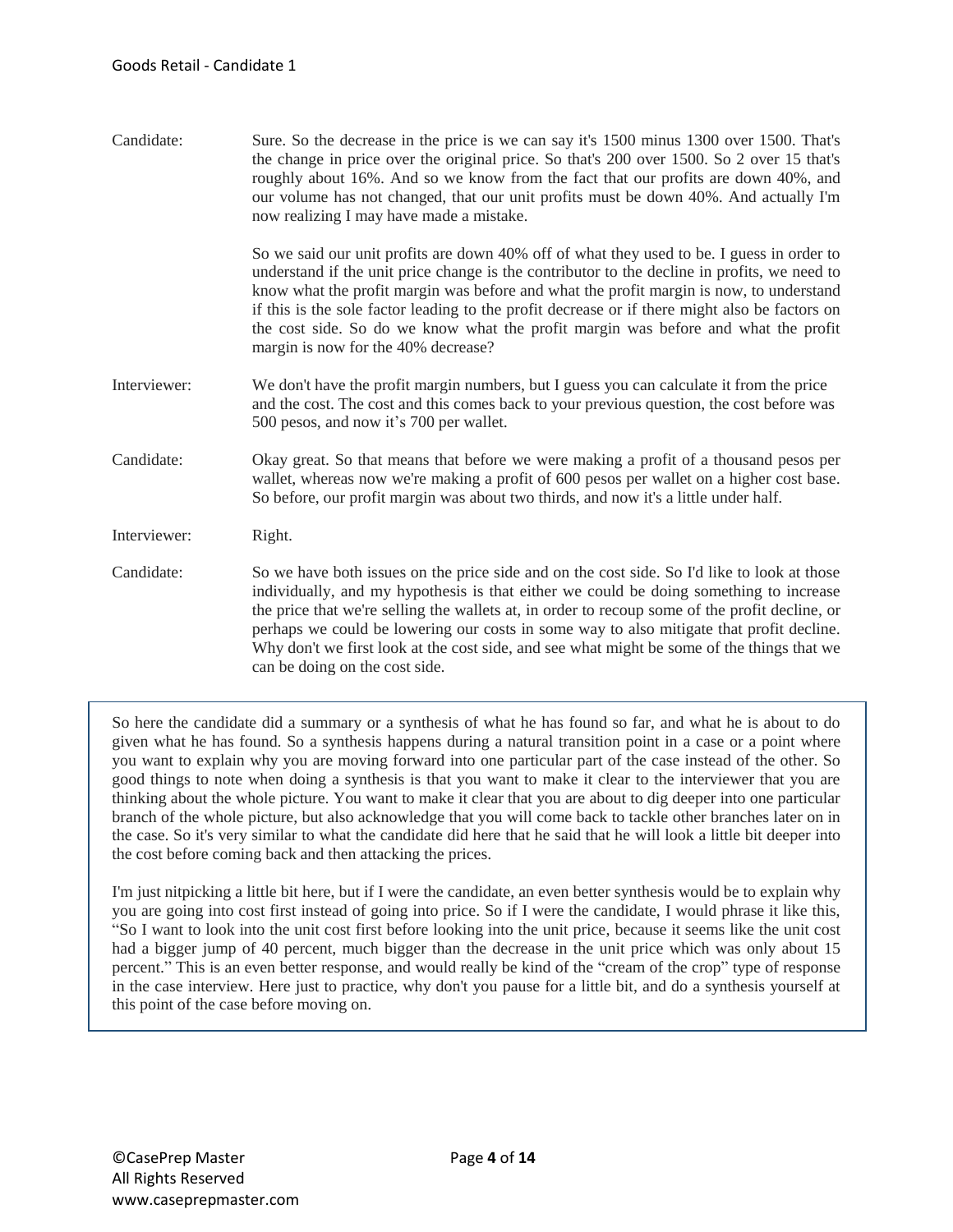| | |
|---|---|
| Candidate: | Sure. So the decrease in the price is we can say it's 1500 minus 1300 over 1500. That's the change in price over the original price. So that's 200 over 1500. So 2 over 15 that's roughly about 16%. And so we know from the fact that our profits are down 40%, and our volume has not changed, that our unit profits must be down 40%. And actually I'm now realizing I may have made a mistake. |
| | So we said our unit profits are down 40% off of what they used to be. I guess in order to understand if the unit price change is the contributor to the decline in profits, we need to know what the profit margin was before and what the profit margin is now, to understand if this is the sole factor leading to the profit decrease or if there might also be factors on the cost side. So do we know what the profit margin was before and what the profit margin is now for the 40% decrease? |
| Interviewer: | We don't have the profit margin numbers, but I guess you can calculate it from the price and the cost. The cost and this comes back to your previous question, the cost before was 500 pesos, and now it's 700 per wallet. |
| Candidate: | Okay great. So that means that before we were making a profit of a thousand pesos per wallet, whereas now we're making a profit of 600 pesos per wallet on a higher cost base. So before, our profit margin was about two thirds, and now it's a little under half. |
| Interviewer: | Right. |
| Candidate: | So we have both issues on the price side and on the cost side. So I'd like to look at those individually, and my hypothesis is that either we could be doing something to increase the price that we're selling the wallets at, in order to recoup some of the profit decline, or perhaps we could be lowering our costs in some way to also mitigate that profit decline. Why don't we first look at the cost side, and see what might be some of the things that we can be doing on the cost side. |

> So here the candidate did a summary or a synthesis of what he has found so far, and what he is about to do given what he has found. So a synthesis happens during a natural transition point in a case or a point where you want to explain why you are moving forward into one particular part of the case instead of the other. So good things to note when doing a synthesis is that you want to make it clear to the interviewer that you are thinking about the whole picture. You want to make it clear that you are about to dig deeper into one particular branch of the whole picture, but also acknowledge that you will come back to tackle other branches later on in the case. So it's very similar to what the candidate did here that he said that he will look a little bit deeper into the cost before coming back and then attacking the prices.
>
> I'm just nitpicking a little bit here, but if I were the candidate, an even better synthesis would be to explain why you are going into cost first instead of going into price. So if I were the candidate, I would phrase it like this, "So I want to look into the unit cost first before looking into the unit price, because it seems like the unit cost had a bigger jump of 40 percent, much bigger than the decrease in the unit price which was only about 15 percent." This is an even better response, and would really be kind of the "cream of the crop" type of response in the case interview. Here just to practice, why don't you pause for a little bit, and do a synthesis yourself at this point of the case before moving on.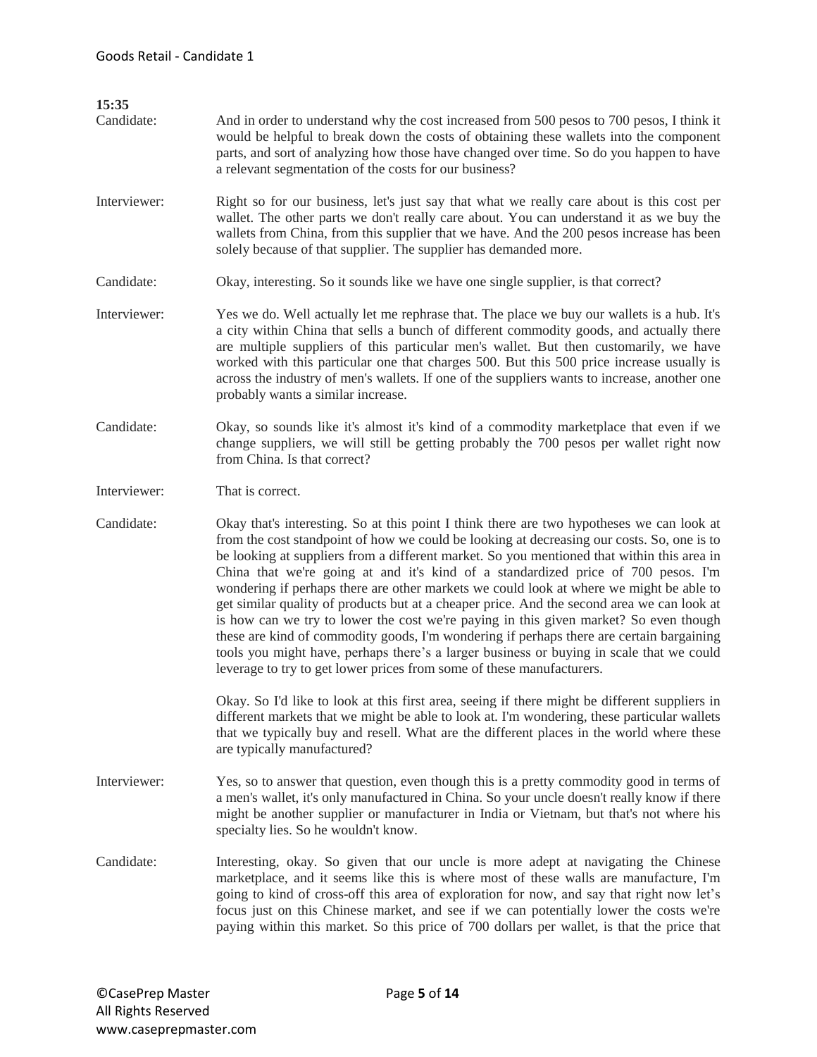**15:35**

**Candidate:** And in order to understand why the cost increased from 500 pesos to 700 pesos, I think it would be helpful to break down the costs of obtaining these wallets into the component parts, and sort of analyzing how those have changed over time. So do you happen to have a relevant segmentation of the costs for our business?

**Interviewer:** Right so for our business, let's just say that what we really care about is this cost per wallet. The other parts we don't really care about. You can understand it as we buy the wallets from China, from this supplier that we have. And the 200 pesos increase has been solely because of that supplier. The supplier has demanded more.

**Candidate:** Okay, interesting. So it sounds like we have one single supplier, is that correct?

**Interviewer:** Yes we do. Well actually let me rephrase that. The place we buy our wallets is a hub. It's a city within China that sells a bunch of different commodity goods, and actually there are multiple suppliers of this particular men's wallet. But then customarily, we have worked with this particular one that charges 500. But this 500 price increase usually is across the industry of men's wallets. If one of the suppliers wants to increase, another one probably wants a similar increase.

**Candidate:** Okay, so sounds like it's almost it's kind of a commodity marketplace that even if we change suppliers, we will still be getting probably the 700 pesos per wallet right now from China. Is that correct?

**Interviewer:** That is correct.

**Candidate:** Okay that's interesting. So at this point I think there are two hypotheses we can look at from the cost standpoint of how we could be looking at decreasing our costs. So, one is to be looking at suppliers from a different market. So you mentioned that within this area in China that we're going at and it's kind of a standardized price of 700 pesos. I'm wondering if perhaps there are other markets we could look at where we might be able to get similar quality of products but at a cheaper price. And the second area we can look at is how can we try to lower the cost we're paying in this given market? So even though these are kind of commodity goods, I'm wondering if perhaps there are certain bargaining tools you might have, perhaps there's a larger business or buying in scale that we could leverage to try to get lower prices from some of these manufacturers.

Okay. So I'd like to look at this first area, seeing if there might be different suppliers in different markets that we might be able to look at. I'm wondering, these particular wallets that we typically buy and resell. What are the different places in the world where these are typically manufactured?

**Interviewer:** Yes, so to answer that question, even though this is a pretty commodity good in terms of a men's wallet, it's only manufactured in China. So your uncle doesn't really know if there might be another supplier or manufacturer in India or Vietnam, but that's not where his specialty lies. So he wouldn't know.

**Candidate:** Interesting, okay. So given that our uncle is more adept at navigating the Chinese marketplace, and it seems like this is where most of these walls are manufacture, I'm going to kind of cross-off this area of exploration for now, and say that right now let's focus just on this Chinese market, and see if we can potentially lower the costs we're paying within this market. So this price of 700 dollars per wallet, is that the price that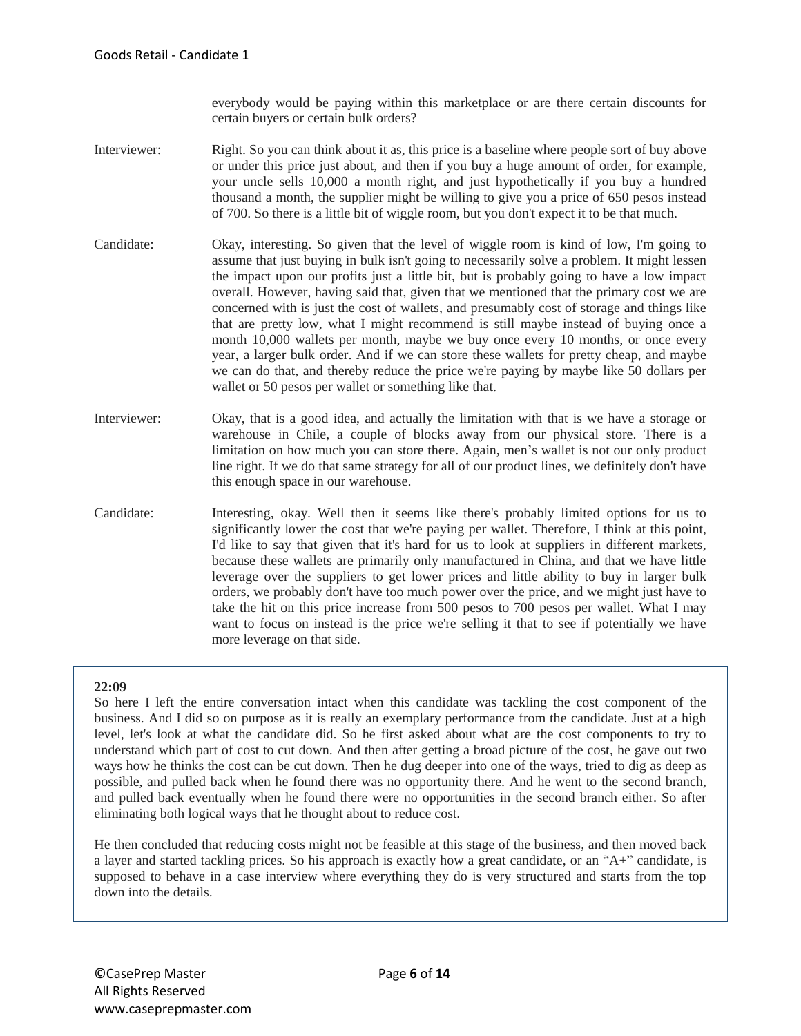everybody would be paying within this marketplace or are there certain discounts for certain buyers or certain bulk orders?

Interviewer: Right. So you can think about it as, this price is a baseline where people sort of buy above or under this price just about, and then if you buy a huge amount of order, for example, your uncle sells 10,000 a month right, and just hypothetically if you buy a hundred thousand a month, the supplier might be willing to give you a price of 650 pesos instead of 700. So there is a little bit of wiggle room, but you don't expect it to be that much.

Candidate: Okay, interesting. So given that the level of wiggle room is kind of low, I'm going to assume that just buying in bulk isn't going to necessarily solve a problem. It might lessen the impact upon our profits just a little bit, but is probably going to have a low impact overall. However, having said that, given that we mentioned that the primary cost we are concerned with is just the cost of wallets, and presumably cost of storage and things like that are pretty low, what I might recommend is still maybe instead of buying once a month 10,000 wallets per month, maybe we buy once every 10 months, or once every year, a larger bulk order. And if we can store these wallets for pretty cheap, and maybe we can do that, and thereby reduce the price we're paying by maybe like 50 dollars per wallet or 50 pesos per wallet or something like that.

Interviewer: Okay, that is a good idea, and actually the limitation with that is we have a storage or warehouse in Chile, a couple of blocks away from our physical store. There is a limitation on how much you can store there. Again, men's wallet is not our only product line right. If we do that same strategy for all of our product lines, we definitely don't have this enough space in our warehouse.

Candidate: Interesting, okay. Well then it seems like there's probably limited options for us to significantly lower the cost that we're paying per wallet. Therefore, I think at this point, I'd like to say that given that it's hard for us to look at suppliers in different markets, because these wallets are primarily only manufactured in China, and that we have little leverage over the suppliers to get lower prices and little ability to buy in larger bulk orders, we probably don't have too much power over the price, and we might just have to take the hit on this price increase from 500 pesos to 700 pesos per wallet. What I may want to focus on instead is the price we're selling it that to see if potentially we have more leverage on that side.

**22:09**
So here I left the entire conversation intact when this candidate was tackling the cost component of the business. And I did so on purpose as it is really an exemplary performance from the candidate. Just at a high level, let's look at what the candidate did. So he first asked about what are the cost components to try to understand which part of cost to cut down. And then after getting a broad picture of the cost, he gave out two ways how he thinks the cost can be cut down. Then he dug deeper into one of the ways, tried to dig as deep as possible, and pulled back when he found there was no opportunity there. And he went to the second branch, and pulled back eventually when he found there were no opportunities in the second branch either. So after eliminating both logical ways that he thought about to reduce cost.

He then concluded that reducing costs might not be feasible at this stage of the business, and then moved back a layer and started tackling prices. So his approach is exactly how a great candidate, or an "A+" candidate, is supposed to behave in a case interview where everything they do is very structured and starts from the top down into the details.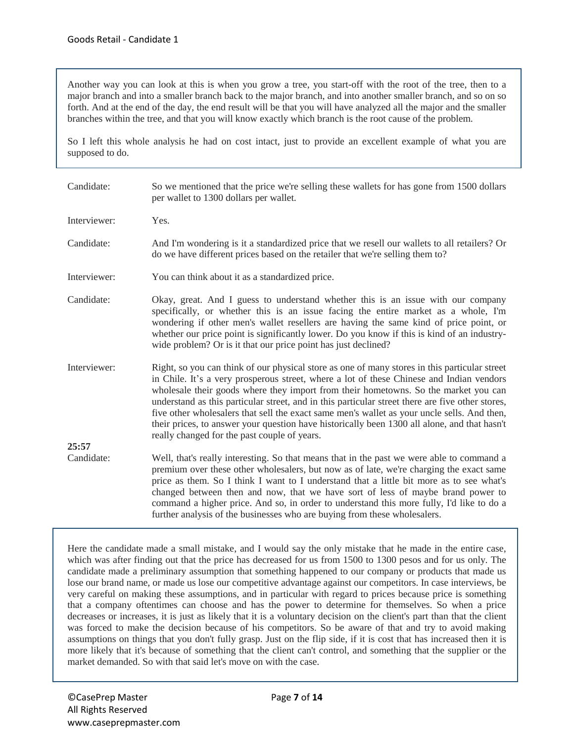Another way you can look at this is when you grow a tree, you start-off with the root of the tree, then to a major branch and into a smaller branch back to the major branch, and into another smaller branch, and so on so forth. And at the end of the day, the end result will be that you will have analyzed all the major and the smaller branches within the tree, and that you will know exactly which branch is the root cause of the problem.

So I left this whole analysis he had on cost intact, just to provide an excellent example of what you are supposed to do.

| | |
|---|---|
| Candidate: | So we mentioned that the price we're selling these wallets for has gone from 1500 dollars per wallet to 1300 dollars per wallet. |
| Interviewer: | Yes. |
| Candidate: | And I'm wondering is it a standardized price that we resell our wallets to all retailers? Or do we have different prices based on the retailer that we're selling them to? |
| Interviewer: | You can think about it as a standardized price. |
| Candidate: | Okay, great. And I guess to understand whether this is an issue with our company specifically, or whether this is an issue facing the entire market as a whole, I'm wondering if other men's wallet resellers are having the same kind of price point, or whether our price point is significantly lower. Do you know if this is kind of an industry-wide problem? Or is it that our price point has just declined? |
| Interviewer: | Right, so you can think of our physical store as one of many stores in this particular street in Chile. It's a very prosperous street, where a lot of these Chinese and Indian vendors wholesale their goods where they import from their hometowns. So the market you can understand as this particular street, and in this particular street there are five other stores, five other wholesalers that sell the exact same men's wallet as your uncle sells. And then, their prices, to answer your question have historically been 1300 all alone, and that hasn't really changed for the past couple of years. |
| **25:57** Candidate: | Well, that's really interesting. So that means that in the past we were able to command a premium over these other wholesalers, but now as of late, we're charging the exact same price as them. So I think I want to I understand that a little bit more as to see what's changed between then and now, that we have sort of less of maybe brand power to command a higher price. And so, in order to understand this more fully, I'd like to do a further analysis of the businesses who are buying from these wholesalers. |

Here the candidate made a small mistake, and I would say the only mistake that he made in the entire case, which was after finding out that the price has decreased for us from 1500 to 1300 pesos and for us only. The candidate made a preliminary assumption that something happened to our company or products that made us lose our brand name, or made us lose our competitive advantage against our competitors. In case interviews, be very careful on making these assumptions, and in particular with regard to prices because price is something that a company oftentimes can choose and has the power to determine for themselves. So when a price decreases or increases, it is just as likely that it is a voluntary decision on the client's part than that the client was forced to make the decision because of his competitors. So be aware of that and try to avoid making assumptions on things that you don't fully grasp. Just on the flip side, if it is cost that has increased then it is more likely that it's because of something that the client can't control, and something that the supplier or the market demanded. So with that said let's move on with the case.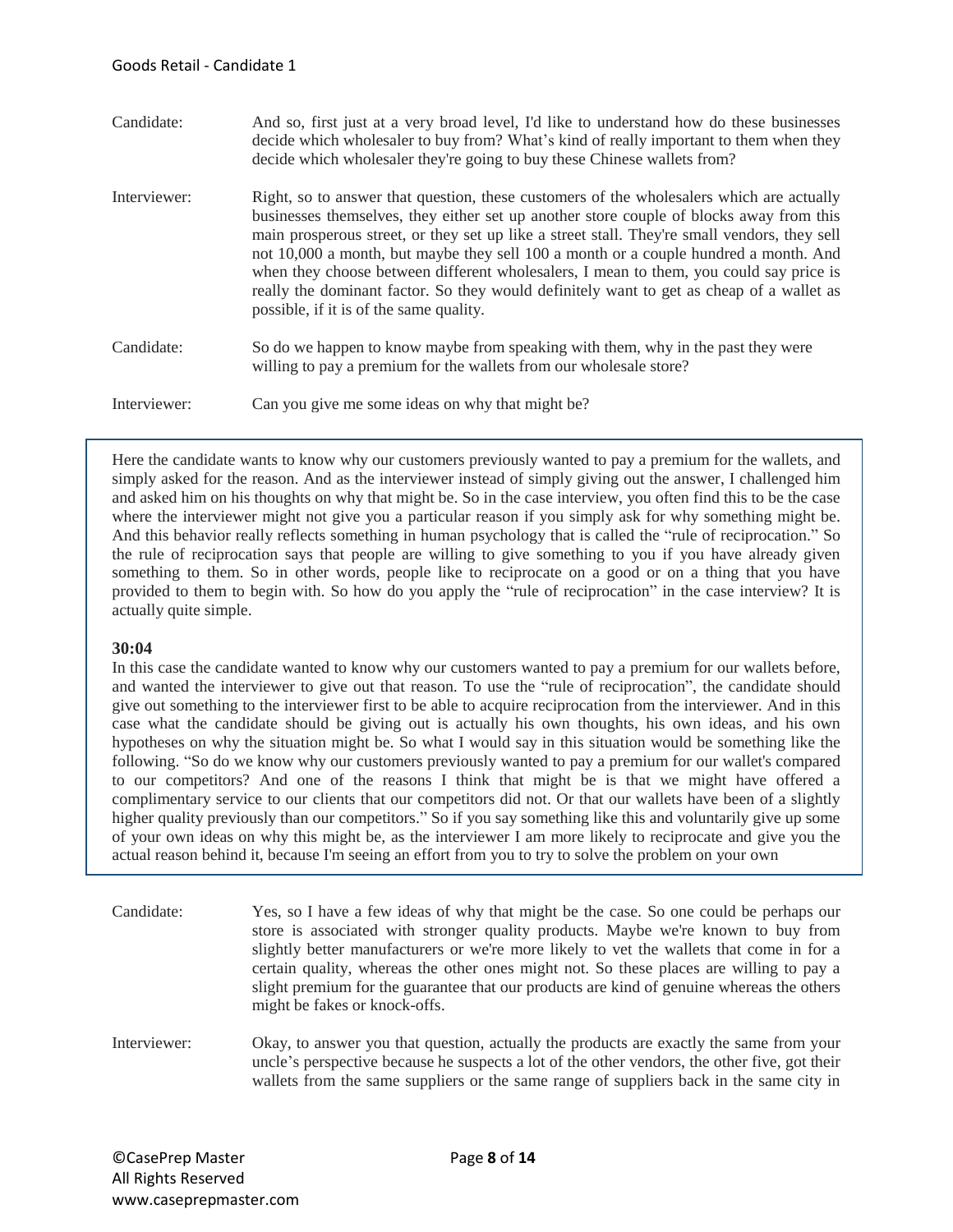Candidate: And so, first just at a very broad level, I'd like to understand how do these businesses decide which wholesaler to buy from? What's kind of really important to them when they decide which wholesaler they're going to buy these Chinese wallets from?

Interviewer: Right, so to answer that question, these customers of the wholesalers which are actually businesses themselves, they either set up another store couple of blocks away from this main prosperous street, or they set up like a street stall. They're small vendors, they sell not 10,000 a month, but maybe they sell 100 a month or a couple hundred a month. And when they choose between different wholesalers, I mean to them, you could say price is really the dominant factor. So they would definitely want to get as cheap of a wallet as possible, if it is of the same quality.

Candidate: So do we happen to know maybe from speaking with them, why in the past they were willing to pay a premium for the wallets from our wholesale store?

Interviewer: Can you give me some ideas on why that might be?

> Here the candidate wants to know why our customers previously wanted to pay a premium for the wallets, and simply asked for the reason. And as the interviewer instead of simply giving out the answer, I challenged him and asked him on his thoughts on why that might be. So in the case interview, you often find this to be the case where the interviewer might not give you a particular reason if you simply ask for why something might be. And this behavior really reflects something in human psychology that is called the "rule of reciprocation." So the rule of reciprocation says that people are willing to give something to you if you have already given something to them. So in other words, people like to reciprocate on a good or on a thing that you have provided to them to begin with. So how do you apply the "rule of reciprocation" in the case interview? It is actually quite simple.
>
> **30:04**
>
> In this case the candidate wanted to know why our customers wanted to pay a premium for our wallets before, and wanted the interviewer to give out that reason. To use the "rule of reciprocation", the candidate should give out something to the interviewer first to be able to acquire reciprocation from the interviewer. And in this case what the candidate should be giving out is actually his own thoughts, his own ideas, and his own hypotheses on why the situation might be. So what I would say in this situation would be something like the following. "So do we know why our customers previously wanted to pay a premium for our wallet's compared to our competitors? And one of the reasons I think that might be is that we might have offered a complimentary service to our clients that our competitors did not. Or that our wallets have been of a slightly higher quality previously than our competitors." So if you say something like this and voluntarily give up some of your own ideas on why this might be, as the interviewer I am more likely to reciprocate and give you the actual reason behind it, because I'm seeing an effort from you to try to solve the problem on your own

Candidate: Yes, so I have a few ideas of why that might be the case. So one could be perhaps our store is associated with stronger quality products. Maybe we're known to buy from slightly better manufacturers or we're more likely to vet the wallets that come in for a certain quality, whereas the other ones might not. So these places are willing to pay a slight premium for the guarantee that our products are kind of genuine whereas the others might be fakes or knock-offs.

Interviewer: Okay, to answer you that question, actually the products are exactly the same from your uncle's perspective because he suspects a lot of the other vendors, the other five, got their wallets from the same suppliers or the same range of suppliers back in the same city in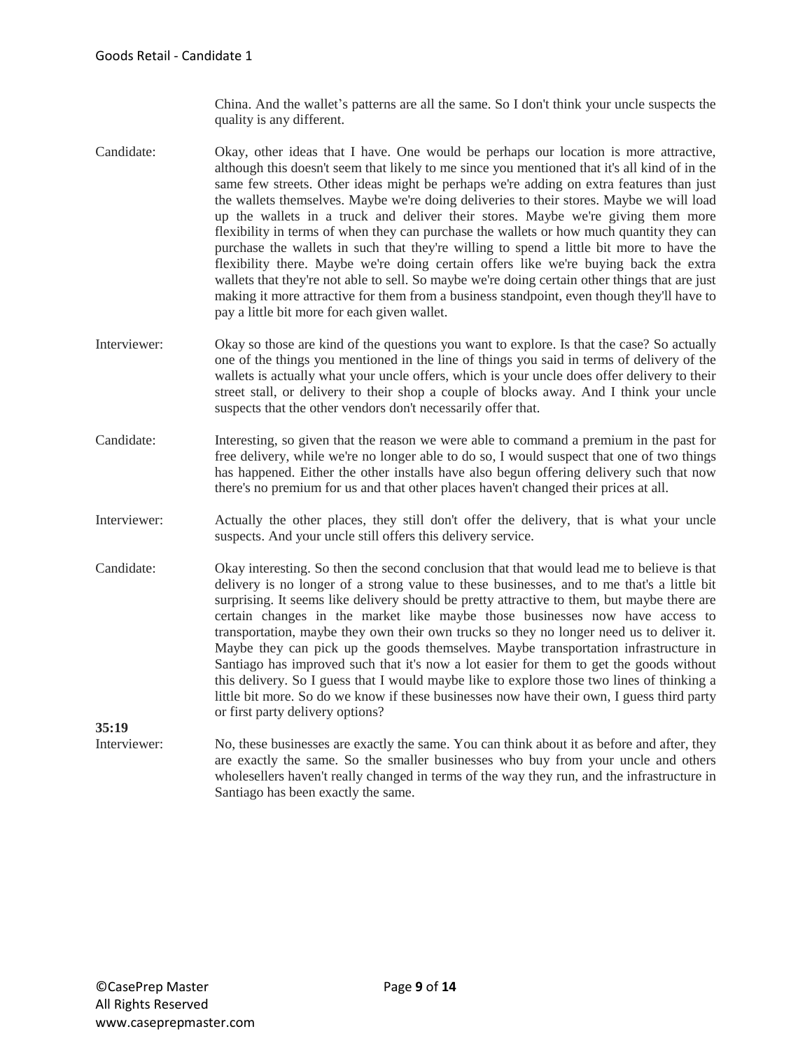China. And the wallet's patterns are all the same. So I don't think your uncle suspects the quality is any different.

**Candidate:** Okay, other ideas that I have. One would be perhaps our location is more attractive, although this doesn't seem that likely to me since you mentioned that it's all kind of in the same few streets. Other ideas might be perhaps we're adding on extra features than just the wallets themselves. Maybe we're doing deliveries to their stores. Maybe we will load up the wallets in a truck and deliver their stores. Maybe we're giving them more flexibility in terms of when they can purchase the wallets or how much quantity they can purchase the wallets in such that they're willing to spend a little bit more to have the flexibility there. Maybe we're doing certain offers like we're buying back the extra wallets that they're not able to sell. So maybe we're doing certain other things that are just making it more attractive for them from a business standpoint, even though they'll have to pay a little bit more for each given wallet.

**Interviewer:** Okay so those are kind of the questions you want to explore. Is that the case? So actually one of the things you mentioned in the line of things you said in terms of delivery of the wallets is actually what your uncle offers, which is your uncle does offer delivery to their street stall, or delivery to their shop a couple of blocks away. And I think your uncle suspects that the other vendors don't necessarily offer that.

**Candidate:** Interesting, so given that the reason we were able to command a premium in the past for free delivery, while we're no longer able to do so, I would suspect that one of two things has happened. Either the other installs have also begun offering delivery such that now there's no premium for us and that other places haven't changed their prices at all.

**Interviewer:** Actually the other places, they still don't offer the delivery, that is what your uncle suspects. And your uncle still offers this delivery service.

**Candidate:** Okay interesting. So then the second conclusion that that would lead me to believe is that delivery is no longer of a strong value to these businesses, and to me that's a little bit surprising. It seems like delivery should be pretty attractive to them, but maybe there are certain changes in the market like maybe those businesses now have access to transportation, maybe they own their own trucks so they no longer need us to deliver it. Maybe they can pick up the goods themselves. Maybe transportation infrastructure in Santiago has improved such that it's now a lot easier for them to get the goods without this delivery. So I guess that I would maybe like to explore those two lines of thinking a little bit more. So do we know if these businesses now have their own, I guess third party or first party delivery options?

**35:19**

**Interviewer:** No, these businesses are exactly the same. You can think about it as before and after, they are exactly the same. So the smaller businesses who buy from your uncle and others wholesellers haven't really changed in terms of the way they run, and the infrastructure in Santiago has been exactly the same.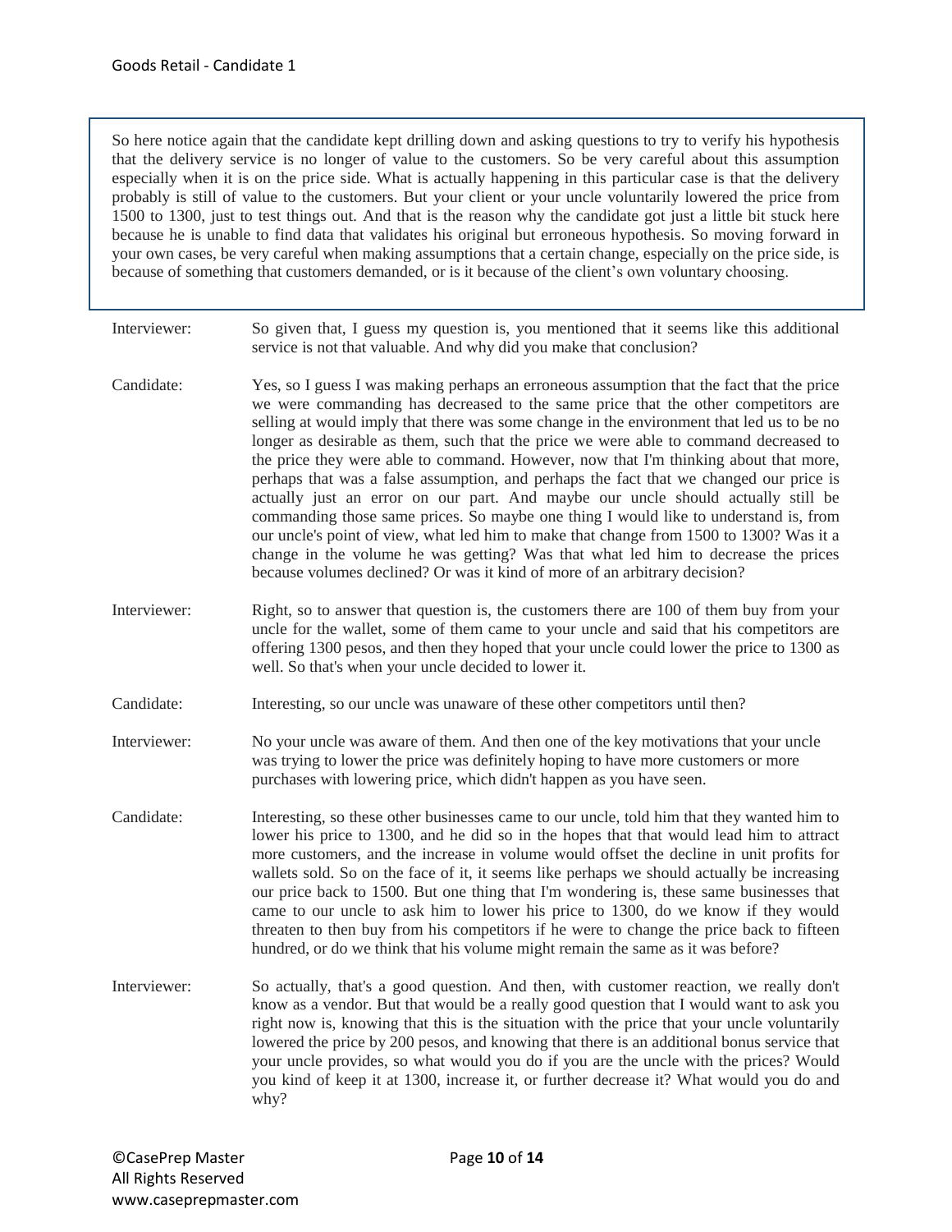So here notice again that the candidate kept drilling down and asking questions to try to verify his hypothesis that the delivery service is no longer of value to the customers. So be very careful about this assumption especially when it is on the price side. What is actually happening in this particular case is that the delivery probably is still of value to the customers. But your client or your uncle voluntarily lowered the price from 1500 to 1300, just to test things out. And that is the reason why the candidate got just a little bit stuck here because he is unable to find data that validates his original but erroneous hypothesis. So moving forward in your own cases, be very careful when making assumptions that a certain change, especially on the price side, is because of something that customers demanded, or is it because of the client's own voluntary choosing.

**Interviewer:** So given that, I guess my question is, you mentioned that it seems like this additional service is not that valuable. And why did you make that conclusion?

**Candidate:** Yes, so I guess I was making perhaps an erroneous assumption that the fact that the price we were commanding has decreased to the same price that the other competitors are selling at would imply that there was some change in the environment that led us to be no longer as desirable as them, such that the price we were able to command decreased to the price they were able to command. However, now that I'm thinking about that more, perhaps that was a false assumption, and perhaps the fact that we changed our price is actually just an error on our part. And maybe our uncle should actually still be commanding those same prices. So maybe one thing I would like to understand is, from our uncle's point of view, what led him to make that change from 1500 to 1300? Was it a change in the volume he was getting? Was that what led him to decrease the prices because volumes declined? Or was it kind of more of an arbitrary decision?

**Interviewer:** Right, so to answer that question is, the customers there are 100 of them buy from your uncle for the wallet, some of them came to your uncle and said that his competitors are offering 1300 pesos, and then they hoped that your uncle could lower the price to 1300 as well. So that's when your uncle decided to lower it.

**Candidate:** Interesting, so our uncle was unaware of these other competitors until then?

**Interviewer:** No your uncle was aware of them. And then one of the key motivations that your uncle was trying to lower the price was definitely hoping to have more customers or more purchases with lowering price, which didn't happen as you have seen.

**Candidate:** Interesting, so these other businesses came to our uncle, told him that they wanted him to lower his price to 1300, and he did so in the hopes that that would lead him to attract more customers, and the increase in volume would offset the decline in unit profits for wallets sold. So on the face of it, it seems like perhaps we should actually be increasing our price back to 1500. But one thing that I'm wondering is, these same businesses that came to our uncle to ask him to lower his price to 1300, do we know if they would threaten to then buy from his competitors if he were to change the price back to fifteen hundred, or do we think that his volume might remain the same as it was before?

**Interviewer:** So actually, that's a good question. And then, with customer reaction, we really don't know as a vendor. But that would be a really good question that I would want to ask you right now is, knowing that this is the situation with the price that your uncle voluntarily lowered the price by 200 pesos, and knowing that there is an additional bonus service that your uncle provides, so what would you do if you are the uncle with the prices? Would you kind of keep it at 1300, increase it, or further decrease it? What would you do and why?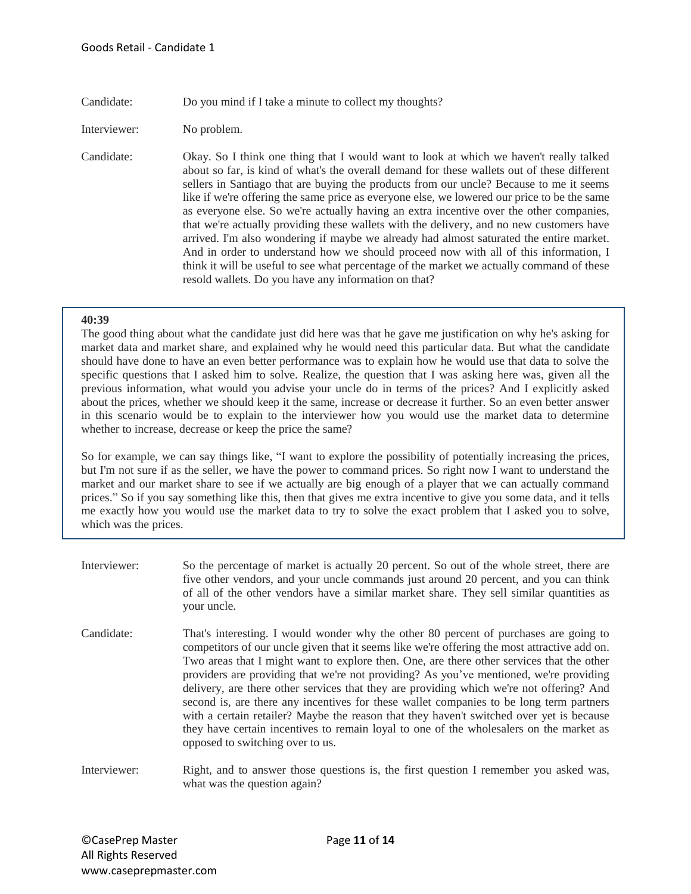Candidate: Do you mind if I take a minute to collect my thoughts?

Interviewer: No problem.

Candidate: Okay. So I think one thing that I would want to look at which we haven't really talked about so far, is kind of what's the overall demand for these wallets out of these different sellers in Santiago that are buying the products from our uncle? Because to me it seems like if we're offering the same price as everyone else, we lowered our price to be the same as everyone else. So we're actually having an extra incentive over the other companies, that we're actually providing these wallets with the delivery, and no new customers have arrived. I'm also wondering if maybe we already had almost saturated the entire market. And in order to understand how we should proceed now with all of this information, I think it will be useful to see what percentage of the market we actually command of these resold wallets. Do you have any information on that?

> **40:39**
> The good thing about what the candidate just did here was that he gave me justification on why he's asking for market data and market share, and explained why he would need this particular data. But what the candidate should have done to have an even better performance was to explain how he would use that data to solve the specific questions that I asked him to solve. Realize, the question that I was asking here was, given all the previous information, what would you advise your uncle do in terms of the prices? And I explicitly asked about the prices, whether we should keep it the same, increase or decrease it further. So an even better answer in this scenario would be to explain to the interviewer how you would use the market data to determine whether to increase, decrease or keep the price the same?
>
> So for example, we can say things like, "I want to explore the possibility of potentially increasing the prices, but I'm not sure if as the seller, we have the power to command prices. So right now I want to understand the market and our market share to see if we actually are big enough of a player that we can actually command prices." So if you say something like this, then that gives me extra incentive to give you some data, and it tells me exactly how you would use the market data to try to solve the exact problem that I asked you to solve, which was the prices.

Interviewer: So the percentage of market is actually 20 percent. So out of the whole street, there are five other vendors, and your uncle commands just around 20 percent, and you can think of all of the other vendors have a similar market share. They sell similar quantities as your uncle.

Candidate: That's interesting. I would wonder why the other 80 percent of purchases are going to competitors of our uncle given that it seems like we're offering the most attractive add on. Two areas that I might want to explore then. One, are there other services that the other providers are providing that we're not providing? As you've mentioned, we're providing delivery, are there other services that they are providing which we're not offering? And second is, are there any incentives for these wallet companies to be long term partners with a certain retailer? Maybe the reason that they haven't switched over yet is because they have certain incentives to remain loyal to one of the wholesalers on the market as opposed to switching over to us.

Interviewer: Right, and to answer those questions is, the first question I remember you asked was, what was the question again?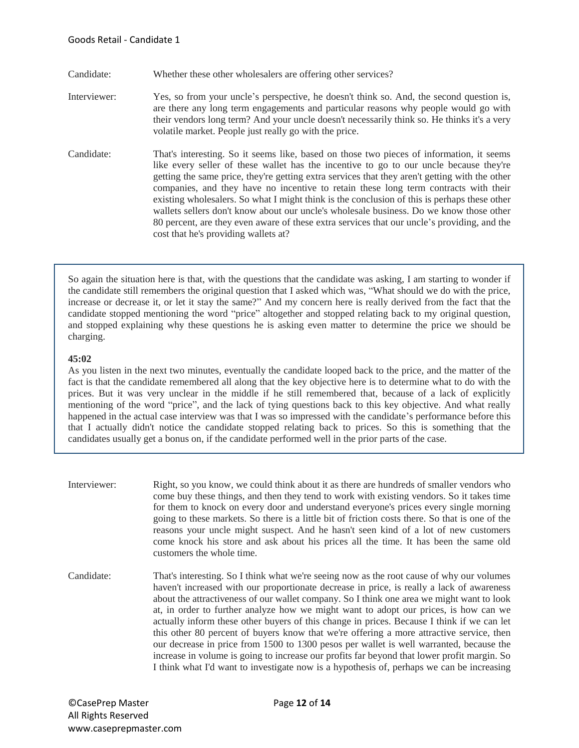Candidate: Whether these other wholesalers are offering other services?

Interviewer: Yes, so from your uncle's perspective, he doesn't think so. And, the second question is, are there any long term engagements and particular reasons why people would go with their vendors long term? And your uncle doesn't necessarily think so. He thinks it's a very volatile market. People just really go with the price.

Candidate: That's interesting. So it seems like, based on those two pieces of information, it seems like every seller of these wallet has the incentive to go to our uncle because they're getting the same price, they're getting extra services that they aren't getting with the other companies, and they have no incentive to retain these long term contracts with their existing wholesalers. So what I might think is the conclusion of this is perhaps these other wallets sellers don't know about our uncle's wholesale business. Do we know those other 80 percent, are they even aware of these extra services that our uncle's providing, and the cost that he's providing wallets at?

> So again the situation here is that, with the questions that the candidate was asking, I am starting to wonder if the candidate still remembers the original question that I asked which was, "What should we do with the price, increase or decrease it, or let it stay the same?" And my concern here is really derived from the fact that the candidate stopped mentioning the word "price" altogether and stopped relating back to my original question, and stopped explaining why these questions he is asking even matter to determine the price we should be charging.
>
> **45:02**
>
> As you listen in the next two minutes, eventually the candidate looped back to the price, and the matter of the fact is that the candidate remembered all along that the key objective here is to determine what to do with the prices. But it was very unclear in the middle if he still remembered that, because of a lack of explicitly mentioning of the word "price", and the lack of tying questions back to this key objective. And what really happened in the actual case interview was that I was so impressed with the candidate's performance before this that I actually didn't notice the candidate stopped relating back to prices. So this is something that the candidates usually get a bonus on, if the candidate performed well in the prior parts of the case.

Interviewer: Right, so you know, we could think about it as there are hundreds of smaller vendors who come buy these things, and then they tend to work with existing vendors. So it takes time for them to knock on every door and understand everyone's prices every single morning going to these markets. So there is a little bit of friction costs there. So that is one of the reasons your uncle might suspect. And he hasn't seen kind of a lot of new customers come knock his store and ask about his prices all the time. It has been the same old customers the whole time.

Candidate: That's interesting. So I think what we're seeing now as the root cause of why our volumes haven't increased with our proportionate decrease in price, is really a lack of awareness about the attractiveness of our wallet company. So I think one area we might want to look at, in order to further analyze how we might want to adopt our prices, is how can we actually inform these other buyers of this change in prices. Because I think if we can let this other 80 percent of buyers know that we're offering a more attractive service, then our decrease in price from 1500 to 1300 pesos per wallet is well warranted, because the increase in volume is going to increase our profits far beyond that lower profit margin. So I think what I'd want to investigate now is a hypothesis of, perhaps we can be increasing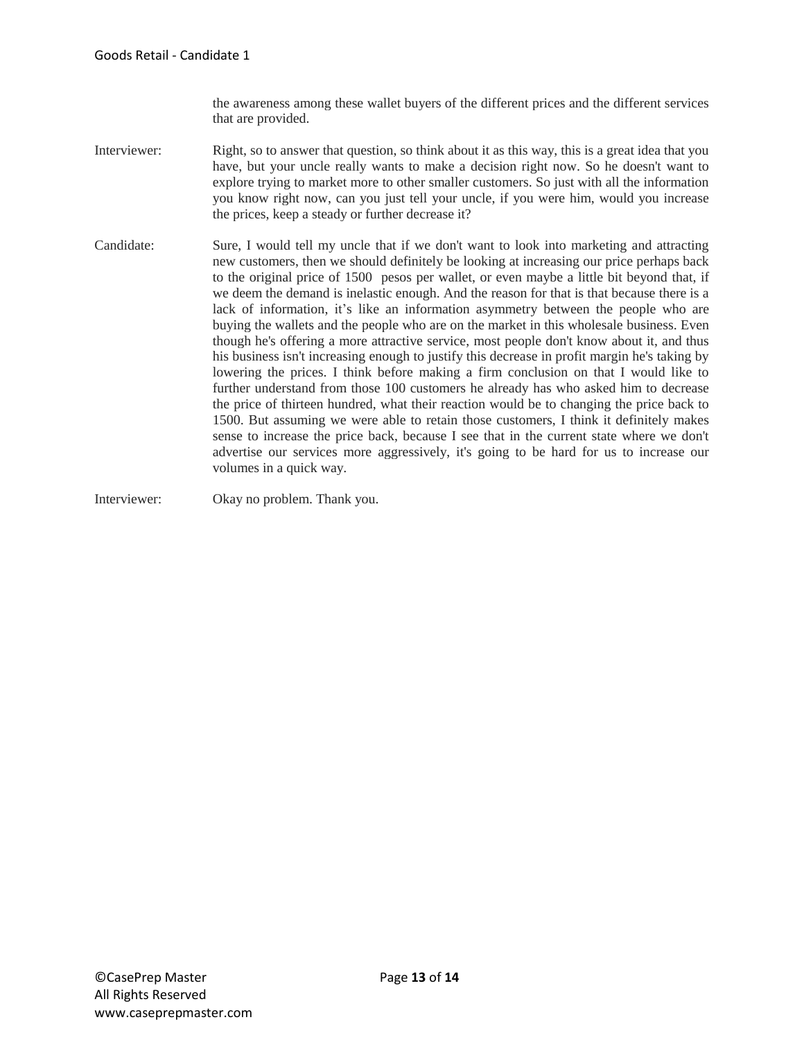the awareness among these wallet buyers of the different prices and the different services that are provided.

Interviewer: Right, so to answer that question, so think about it as this way, this is a great idea that you have, but your uncle really wants to make a decision right now. So he doesn't want to explore trying to market more to other smaller customers. So just with all the information you know right now, can you just tell your uncle, if you were him, would you increase the prices, keep a steady or further decrease it?

Candidate: Sure, I would tell my uncle that if we don't want to look into marketing and attracting new customers, then we should definitely be looking at increasing our price perhaps back to the original price of 1500 pesos per wallet, or even maybe a little bit beyond that, if we deem the demand is inelastic enough. And the reason for that is that because there is a lack of information, it's like an information asymmetry between the people who are buying the wallets and the people who are on the market in this wholesale business. Even though he's offering a more attractive service, most people don't know about it, and thus his business isn't increasing enough to justify this decrease in profit margin he's taking by lowering the prices. I think before making a firm conclusion on that I would like to further understand from those 100 customers he already has who asked him to decrease the price of thirteen hundred, what their reaction would be to changing the price back to 1500. But assuming we were able to retain those customers, I think it definitely makes sense to increase the price back, because I see that in the current state where we don't advertise our services more aggressively, it's going to be hard for us to increase our volumes in a quick way.

Interviewer: Okay no problem. Thank you.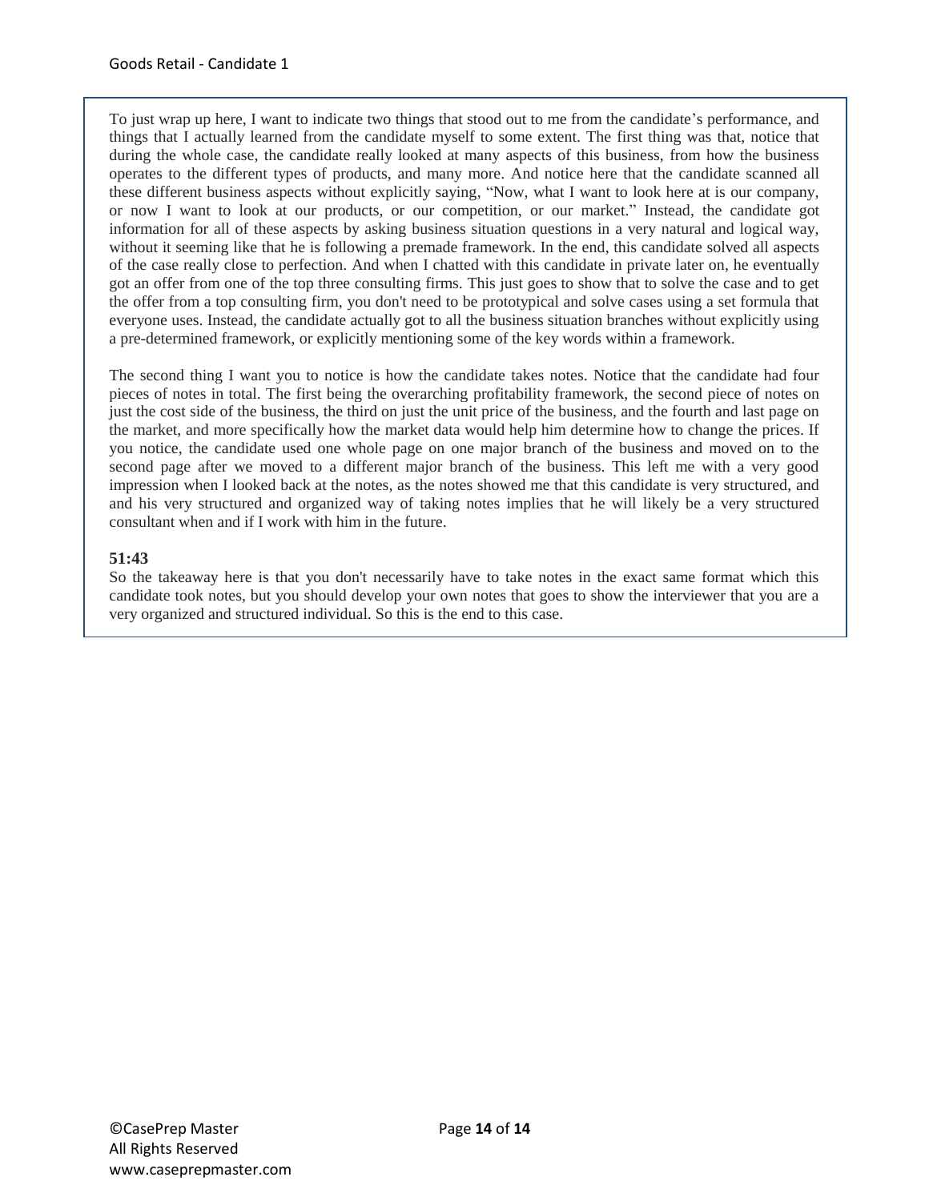To just wrap up here, I want to indicate two things that stood out to me from the candidate's performance, and things that I actually learned from the candidate myself to some extent. The first thing was that, notice that during the whole case, the candidate really looked at many aspects of this business, from how the business operates to the different types of products, and many more. And notice here that the candidate scanned all these different business aspects without explicitly saying, "Now, what I want to look here at is our company, or now I want to look at our products, or our competition, or our market." Instead, the candidate got information for all of these aspects by asking business situation questions in a very natural and logical way, without it seeming like that he is following a premade framework. In the end, this candidate solved all aspects of the case really close to perfection. And when I chatted with this candidate in private later on, he eventually got an offer from one of the top three consulting firms. This just goes to show that to solve the case and to get the offer from a top consulting firm, you don't need to be prototypical and solve cases using a set formula that everyone uses. Instead, the candidate actually got to all the business situation branches without explicitly using a pre-determined framework, or explicitly mentioning some of the key words within a framework.

The second thing I want you to notice is how the candidate takes notes. Notice that the candidate had four pieces of notes in total. The first being the overarching profitability framework, the second piece of notes on just the cost side of the business, the third on just the unit price of the business, and the fourth and last page on the market, and more specifically how the market data would help him determine how to change the prices. If you notice, the candidate used one whole page on one major branch of the business and moved on to the second page after we moved to a different major branch of the business. This left me with a very good impression when I looked back at the notes, as the notes showed me that this candidate is very structured, and and his very structured and organized way of taking notes implies that he will likely be a very structured consultant when and if I work with him in the future.

**51:43**

So the takeaway here is that you don't necessarily have to take notes in the exact same format which this candidate took notes, but you should develop your own notes that goes to show the interviewer that you are a very organized and structured individual. So this is the end to this case.